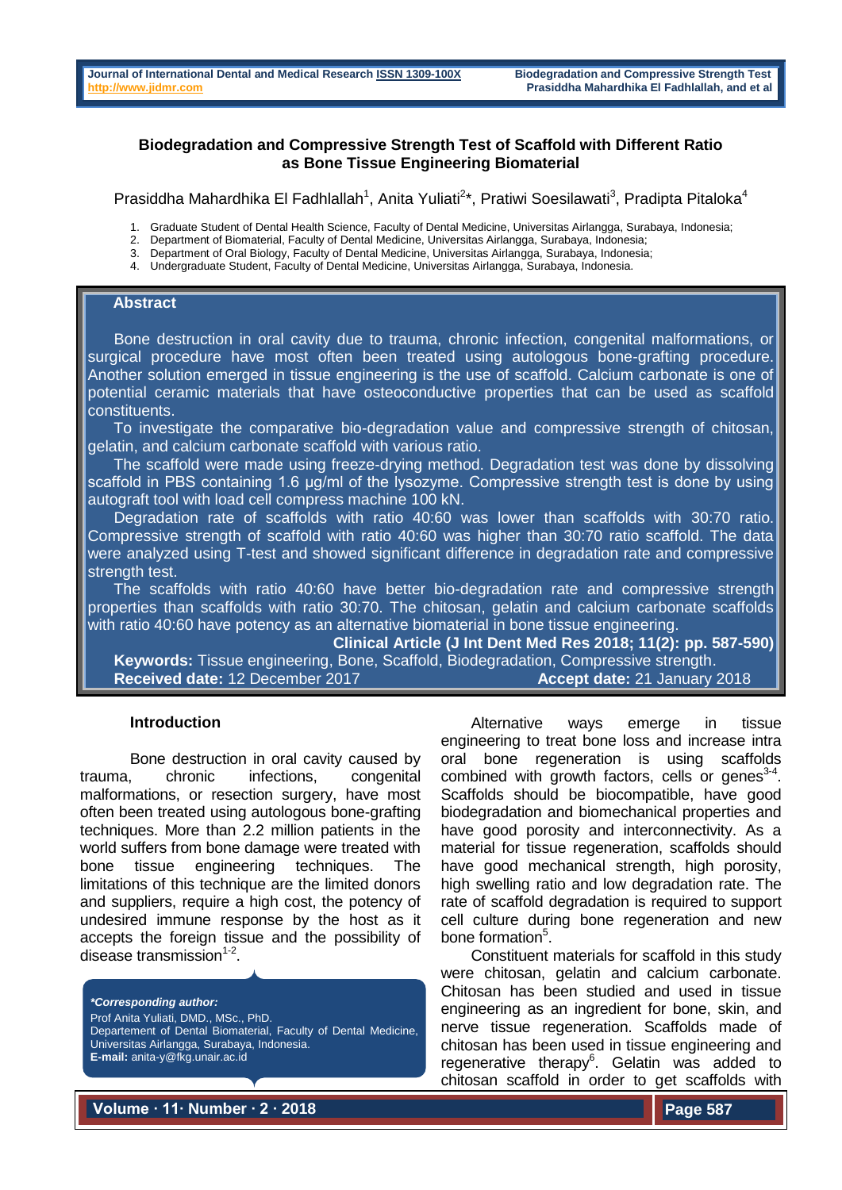# Biodegradation and Compressive Strength Test of Scaffold with Different Ratio as Bone Tissue Engineering Biomaterial

Prasiddha Mahardhika El Fadhlallah[1], Anita Yuliati[2]*, Pratiwi Soesilawati[3], Pradipta Pitaloka[4]

1. Graduate Student of Dental Health Science, Faculty of Dental Medicine, Universitas Airlangga, Surabaya, Indonesia;
2. Department of Biomaterial, Faculty of Dental Medicine, Universitas Airlangga, Surabaya, Indonesia;
3. Department of Oral Biology, Faculty of Dental Medicine, Universitas Airlangga, Surabaya, Indonesia;
4. Undergraduate Student, Faculty of Dental Medicine, Universitas Airlangga, Surabaya, Indonesia.

## Abstract

Bone destruction in oral cavity due to trauma, chronic infection, congenital malformations, or surgical procedure have most often been treated using autologous bone-grafting procedure. Another solution emerged in tissue engineering is the use of scaffold. Calcium carbonate is one of potential ceramic materials that have osteoconductive properties that can be used as scaffold constituents.

To investigate the comparative bio-degradation value and compressive strength of chitosan, gelatin, and calcium carbonate scaffold with various ratio.

The scaffold were made using freeze-drying method. Degradation test was done by dissolving scaffold in PBS containing 1.6 µg/ml of the lysozyme. Compressive strength test is done by using autograft tool with load cell compress machine 100 kN.

Degradation rate of scaffolds with ratio 40:60 was lower than scaffolds with 30:70 ratio. Compressive strength of scaffold with ratio 40:60 was higher than 30:70 ratio scaffold. The data were analyzed using T-test and showed significant difference in degradation rate and compressive strength test.

The scaffolds with ratio 40:60 have better bio-degradation rate and compressive strength properties than scaffolds with ratio 30:70. The chitosan, gelatin and calcium carbonate scaffolds with ratio 40:60 have potency as an alternative biomaterial in bone tissue engineering.

**Clinical Article (J Int Dent Med Res 2018; 11(2): pp. 587-590)**

**Keywords:** Tissue engineering, Bone, Scaffold, Biodegradation, Compressive strength.

**Received date:** 12 December 2017 **Accept date:** 21 January 2018

## Introduction

Bone destruction in oral cavity caused by trauma, chronic infections, congenital malformations, or resection surgery, have most often been treated using autologous bone-grafting techniques. More than 2.2 million patients in the world suffers from bone damage were treated with bone tissue engineering techniques. The limitations of this technique are the limited donors and suppliers, require a high cost, the potency of undesired immune response by the host as it accepts the foreign tissue and the possibility of disease transmission[1-2].

Alternative ways emerge in tissue engineering to treat bone loss and increase intra oral bone regeneration is using scaffolds combined with growth factors, cells or genes[3-4]. Scaffolds should be biocompatible, have good biodegradation and biomechanical properties and have good porosity and interconnectivity. As a material for tissue regeneration, scaffolds should have good mechanical strength, high porosity, high swelling ratio and low degradation rate. The rate of scaffold degradation is required to support cell culture during bone regeneration and new bone formation[5].

Constituent materials for scaffold in this study were chitosan, gelatin and calcium carbonate. Chitosan has been studied and used in tissue engineering as an ingredient for bone, skin, and nerve tissue regeneration. Scaffolds made of chitosan has been used in tissue engineering and regenerative therapy[6]. Gelatin was added to chitosan scaffold in order to get scaffolds with

*Corresponding author:*
Prof Anita Yuliati, DMD., MSc., PhD.
Departement of Dental Biomaterial, Faculty of Dental Medicine, Universitas Airlangga, Surabaya, Indonesia.
**E-mail:** anita-y@fkg.unair.ac.id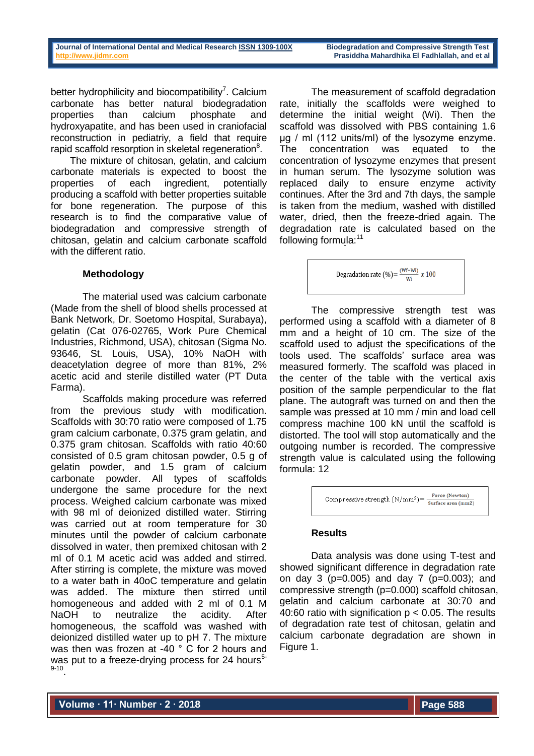better hydrophilicity and biocompatibility[7]. Calcium carbonate has better natural biodegradation properties than calcium phosphate and hydroxyapatite, and has been used in craniofacial reconstruction in pediatriy, a field that require rapid scaffold resorption in skeletal regeneration[8].

The mixture of chitosan, gelatin, and calcium carbonate materials is expected to boost the properties of each ingredient, potentially producing a scaffold with better properties suitable for bone regeneration. The purpose of this research is to find the comparative value of biodegradation and compressive strength of chitosan, gelatin and calcium carbonate scaffold with the different ratio.

## Methodology

The material used was calcium carbonate (Made from the shell of blood shells processed at Bank Network, Dr. Soetomo Hospital, Surabaya), gelatin (Cat 076-02765, Work Pure Chemical Industries, Richmond, USA), chitosan (Sigma No. 93646, St. Louis, USA), 10% NaOH with deacetylation degree of more than 81%, 2% acetic acid and sterile distilled water (PT Duta Farma).

Scaffolds making procedure was referred from the previous study with modification. Scaffolds with 30:70 ratio were composed of 1.75 gram calcium carbonate, 0.375 gram gelatin, and 0.375 gram chitosan. Scaffolds with ratio 40:60 consisted of 0.5 gram chitosan powder, 0.5 g of gelatin powder, and 1.5 gram of calcium carbonate powder. All types of scaffolds undergone the same procedure for the next process. Weighed calcium carbonate was mixed with 98 ml of deionized distilled water. Stirring was carried out at room temperature for 30 minutes until the powder of calcium carbonate dissolved in water, then premixed chitosan with 2 ml of 0.1 M acetic acid was added and stirred. After stirring is complete, the mixture was moved to a water bath in 40oC temperature and gelatin was added. The mixture then stirred until homogeneous and added with 2 ml of 0.1 M NaOH to neutralize the acidity. After homogeneous, the scaffold was washed with deionized distilled water up to pH 7. The mixture was then was frozen at -40 ° C for 2 hours and was put to a freeze-drying process for 24 hours[5-9-10].

The measurement of scaffold degradation rate, initially the scaffolds were weighed to determine the initial weight (Wi). Then the scaffold was dissolved with PBS containing 1.6 µg / ml (112 units/ml) of the lysozyme enzyme. The concentration was equated to the concentration of lysozyme enzymes that present in human serum. The lysozyme solution was replaced daily to ensure enzyme activity continues. After the 3rd and 7th days, the sample is taken from the medium, washed with distilled water, dried, then the freeze-dried again. The degradation rate is calculated based on the following formula:[11]

$$\text{Degradation rate } (\%) = \frac{(Wf - Wi)}{Wi} \times 100$$

The compressive strength test was performed using a scaffold with a diameter of 8 mm and a height of 10 cm. The size of the scaffold used to adjust the specifications of the tools used. The scaffolds' surface area was measured formerly. The scaffold was placed in the center of the table with the vertical axis position of the sample perpendicular to the flat plane. The autograft was turned on and then the sample was pressed at 10 mm / min and load cell compress machine 100 kN until the scaffold is distorted. The tool will stop automatically and the outgoing number is recorded. The compressive strength value is calculated using the following formula: 12

$$\text{Compressive strength } (N/mm^2) = \frac{\text{Force (Newton)}}{\text{Surface area (mm2)}}$$

## Results

Data analysis was done using T-test and showed significant difference in degradation rate on day 3 ($p=0.005$) and day 7 ($p=0.003$); and compressive strength ($p=0.000$) scaffold chitosan, gelatin and calcium carbonate at 30:70 and 40:60 ratio with signification $p < 0.05$. The results of degradation rate test of chitosan, gelatin and calcium carbonate degradation are shown in Figure 1.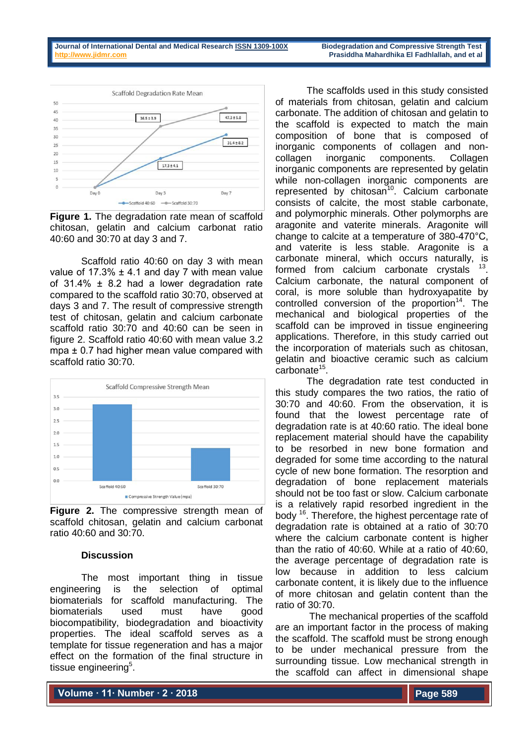**Figure 1.** The degradation rate mean of scaffold chitosan, gelatin and calcium carbonat ratio 40:60 and 30:70 at day 3 and 7.

Scaffold ratio 40:60 on day 3 with mean value of 17.3% ± 4.1 and day 7 with mean value of 31.4% ± 8.2 had a lower degradation rate compared to the scaffold ratio 30:70, observed at days 3 and 7. The result of compressive strength test of chitosan, gelatin and calcium carbonate scaffold ratio 30:70 and 40:60 can be seen in figure 2. Scaffold ratio 40:60 with mean value 3.2 mpa ± 0.7 had higher mean value compared with scaffold ratio 30:70.

**Figure 2.** The compressive strength mean of scaffold chitosan, gelatin and calcium carbonat ratio 40:60 and 30:70.

## Discussion

The most important thing in tissue engineering is the selection of optimal biomaterials for scaffold manufacturing. The biomaterials used must have good biocompatibility, biodegradation and bioactivity properties. The ideal scaffold serves as a template for tissue regeneration and has a major effect on the formation of the final structure in tissue engineering[5].

The scaffolds used in this study consisted of materials from chitosan, gelatin and calcium carbonate. The addition of chitosan and gelatin to the scaffold is expected to match the main composition of bone that is composed of inorganic components of collagen and non-collagen inorganic components. Collagen inorganic components are represented by gelatin while non-collagen inorganic components are represented by chitosan[10]. Calcium carbonate consists of calcite, the most stable carbonate, and polymorphic minerals. Other polymorphs are aragonite and vaterite minerals. Aragonite will change to calcite at a temperature of 380-470°C, and vaterite is less stable. Aragonite is a carbonate mineral, which occurs naturally, is formed from calcium carbonate crystals [13]. Calcium carbonate, the natural component of coral, is more soluble than hydroxyapatite by controlled conversion of the proportion[14]. The mechanical and biological properties of the scaffold can be improved in tissue engineering applications. Therefore, in this study carried out the incorporation of materials such as chitosan, gelatin and bioactive ceramic such as calcium carbonate[15].

The degradation rate test conducted in this study compares the two ratios, the ratio of 30:70 and 40:60. From the observation, it is found that the lowest percentage rate of degradation rate is at 40:60 ratio. The ideal bone replacement material should have the capability to be resorbed in new bone formation and degraded for some time according to the natural cycle of new bone formation. The resorption and degradation of bone replacement materials should not be too fast or slow. Calcium carbonate is a relatively rapid resorbed ingredient in the body [16]. Therefore, the highest percentage rate of degradation rate is obtained at a ratio of 30:70 where the calcium carbonate content is higher than the ratio of 40:60. While at a ratio of 40:60, the average percentage of degradation rate is low because in addition to less calcium carbonate content, it is likely due to the influence of more chitosan and gelatin content than the ratio of 30:70.

The mechanical properties of the scaffold are an important factor in the process of making the scaffold. The scaffold must be strong enough to be under mechanical pressure from the surrounding tissue. Low mechanical strength in the scaffold can affect in dimensional shape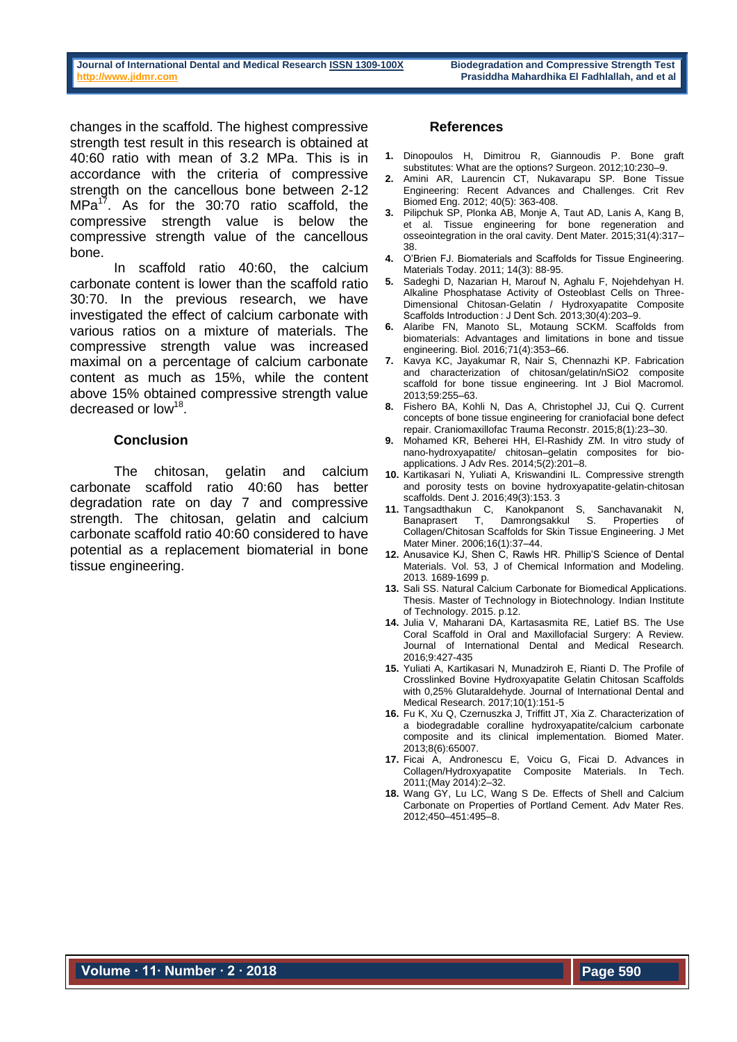changes in the scaffold. The highest compressive strength test result in this research is obtained at 40:60 ratio with mean of 3.2 MPa. This is in accordance with the criteria of compressive strength on the cancellous bone between 2-12 MPa[17]. As for the 30:70 ratio scaffold, the compressive strength value is below the compressive strength value of the cancellous bone.

In scaffold ratio 40:60, the calcium carbonate content is lower than the scaffold ratio 30:70. In the previous research, we have investigated the effect of calcium carbonate with various ratios on a mixture of materials. The compressive strength value was increased maximal on a percentage of calcium carbonate content as much as 15%, while the content above 15% obtained compressive strength value decreased or low[18].

## Conclusion

The chitosan, gelatin and calcium carbonate scaffold ratio 40:60 has better degradation rate on day 7 and compressive strength. The chitosan, gelatin and calcium carbonate scaffold ratio 40:60 considered to have potential as a replacement biomaterial in bone tissue engineering.

## References

1. Dinopoulos H, Dimitrou R, Giannoudis P. Bone graft substitutes: What are the options? Surgeon. 2012;10:230–9.
2. Amini AR, Laurencin CT, Nukavarapu SP. Bone Tissue Engineering: Recent Advances and Challenges. Crit Rev Biomed Eng. 2012; 40(5): 363-408.
3. Pilipchuk SP, Plonka AB, Monje A, Taut AD, Lanis A, Kang B, et al. Tissue engineering for bone regeneration and osseointegration in the oral cavity. Dent Mater. 2015;31(4):317–38.
4. O'Brien FJ. Biomaterials and Scaffolds for Tissue Engineering. Materials Today. 2011; 14(3): 88-95.
5. Sadeghi D, Nazarian H, Marouf N, Aghalu F, Nojehdehyan H. Alkaline Phosphatase Activity of Osteoblast Cells on Three-Dimensional Chitosan-Gelatin / Hydroxyapatite Composite Scaffolds Introduction : J Dent Sch. 2013;30(4):203–9.
6. Alaribe FN, Manoto SL, Motaung SCKM. Scaffolds from biomaterials: Advantages and limitations in bone and tissue engineering. Biol. 2016;71(4):353–66.
7. Kavya KC, Jayakumar R, Nair S, Chennazhi KP. Fabrication and characterization of chitosan/gelatin/nSiO2 composite scaffold for bone tissue engineering. Int J Biol Macromol. 2013;59:255–63.
8. Fishero BA, Kohli N, Das A, Christophel JJ, Cui Q. Current concepts of bone tissue engineering for craniofacial bone defect repair. Craniomaxillofac Trauma Reconstr. 2015;8(1):23–30.
9. Mohamed KR, Beherei HH, El-Rashidy ZM. In vitro study of nano-hydroxyapatite/ chitosan–gelatin composites for bio-applications. J Adv Res. 2014;5(2):201–8.
10. Kartikasari N, Yuliati A, Kriswandini IL. Compressive strength and porosity tests on bovine hydroxyapatite-gelatin-chitosan scaffolds. Dent J. 2016;49(3):153. 3
11. Tangsadthakun C, Kanokpanont S, Sanchavanakit N, Banaprasert T, Damrongsakkul S. Properties of Collagen/Chitosan Scaffolds for Skin Tissue Engineering. J Met Mater Miner. 2006;16(1):37–44.
12. Anusavice KJ, Shen C, Rawls HR. Phillip'S Science of Dental Materials. Vol. 53, J of Chemical Information and Modeling. 2013. 1689-1699 p.
13. Sali SS. Natural Calcium Carbonate for Biomedical Applications. Thesis. Master of Technology in Biotechnology. Indian Institute of Technology. 2015. p.12.
14. Julia V, Maharani DA, Kartasasmita RE, Latief BS. The Use Coral Scaffold in Oral and Maxillofacial Surgery: A Review. Journal of International Dental and Medical Research. 2016;9:427-435
15. Yuliati A, Kartikasari N, Munadziroh E, Rianti D. The Profile of Crosslinked Bovine Hydroxyapatite Gelatin Chitosan Scaffolds with 0,25% Glutaraldehyde. Journal of International Dental and Medical Research. 2017;10(1):151-5
16. Fu K, Xu Q, Czernuszka J, Triffitt JT, Xia Z. Characterization of a biodegradable coralline hydroxyapatite/calcium carbonate composite and its clinical implementation. Biomed Mater. 2013;8(6):65007.
17. Ficai A, Andronescu E, Voicu G, Ficai D. Advances in Collagen/Hydroxyapatite Composite Materials. In Tech. 2011;(May 2014):2–32.
18. Wang GY, Lu LC, Wang S De. Effects of Shell and Calcium Carbonate on Properties of Portland Cement. Adv Mater Res. 2012;450–451:495–8.